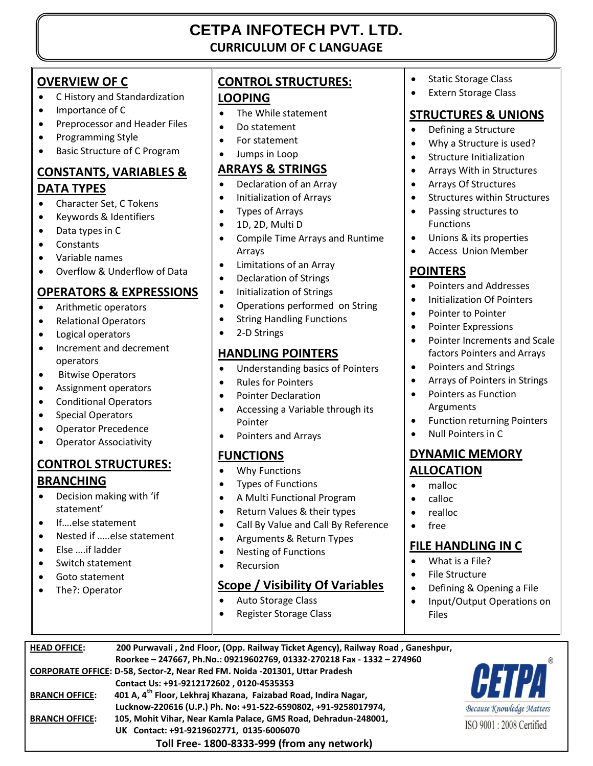# CETPA INFOTECH PVT. LTD.

## CURRICULUM OF C LANGUAGE

### OVERVIEW OF C

- C History and Standardization
- Importance of C
- Preprocessor and Header Files
- Programming Style
- Basic Structure of C Program

### CONSTANTS, VARIABLES & DATA TYPES

- Character Set, C Tokens
- Keywords & Identifiers
- Data types in C
- Constants
- Variable names
- Overflow & Underflow of Data

### OPERATORS & EXPRESSIONS

- Arithmetic operators
- Relational Operators
- Logical operators
- Increment and decrement operators
- Bitwise Operators
- Assignment operators
- Conditional Operators
- Special Operators
- Operator Precedence
- Operator Associativity

### CONTROL STRUCTURES: BRANCHING

- Decision making with 'if statement'
- If….else statement
- Nested if …..else statement
- Else ….if ladder
- Switch statement
- Goto statement
- The?: Operator

### CONTROL STRUCTURES: LOOPING

- The While statement
- Do statement
- For statement
- Jumps in Loop

### ARRAYS & STRINGS

- Declaration of an Array
- Initialization of Arrays
- Types of Arrays
- 1D, 2D, Multi D
- Compile Time Arrays and Runtime Arrays
- Limitations of an Array
- Declaration of Strings
- Initialization of Strings
- Operations performed on String
- String Handling Functions
- 2-D Strings

### HANDLING POINTERS

- Understanding basics of Pointers
- Rules for Pointers
- Pointer Declaration
- Accessing a Variable through its Pointer
- Pointers and Arrays

### FUNCTIONS

- Why Functions
- Types of Functions
- A Multi Functional Program
- Return Values & their types
- Call By Value and Call By Reference
- Arguments & Return Types
- Nesting of Functions
- Recursion

### Scope / Visibility Of Variables

- Auto Storage Class
- Register Storage Class
- Static Storage Class
- Extern Storage Class

### STRUCTURES & UNIONS

- Defining a Structure
- Why a Structure is used?
- Structure Initialization
- Arrays With in Structures
- Arrays Of Structures
- Structures within Structures
- Passing structures to Functions
- Unions & its properties
- Access Union Member

### POINTERS

- Pointers and Addresses
- Initialization Of Pointers
- Pointer to Pointer
- Pointer Expressions
- Pointer Increments and Scale factors Pointers and Arrays
- Pointers and Strings
- Arrays of Pointers in Strings
- Pointers as Function Arguments
- Function returning Pointers
- Null Pointers in C

### DYNAMIC MEMORY ALLOCATION

- malloc
- calloc
- realloc
- free

### FILE HANDLING IN C

- What is a File?
- File Structure
- Defining & Opening a File
- Input/Output Operations on Files

---

**HEAD OFFICE:** 200 Purwavali , 2nd Floor, (Opp. Railway Ticket Agency), Railway Road , Ganeshpur, Roorkee – 247667, Ph.No.: 09219602769, 01332-270218 Fax - 1332 – 274960

**CORPORATE OFFICE:** D-58, Sector-2, Near Red FM. Noida -201301, Uttar Pradesh
Contact Us: +91-9212172602 , 0120-4535353

**BRANCH OFFICE:** 401 A, 4th Floor, Lekhraj Khazana, Faizabad Road, Indira Nagar, Lucknow-220616 (U.P.) Ph. No: +91-522-6590802, +91-9258017974,

**BRANCH OFFICE:** 105, Mohit Vihar, Near Kamla Palace, GMS Road, Dehradun-248001, UK Contact: +91-9219602771, 0135-6006070

**Toll Free- 1800-8333-999 (from any network)**

CETPA® Because Knowledge Matters
ISO 9001 : 2008 Certified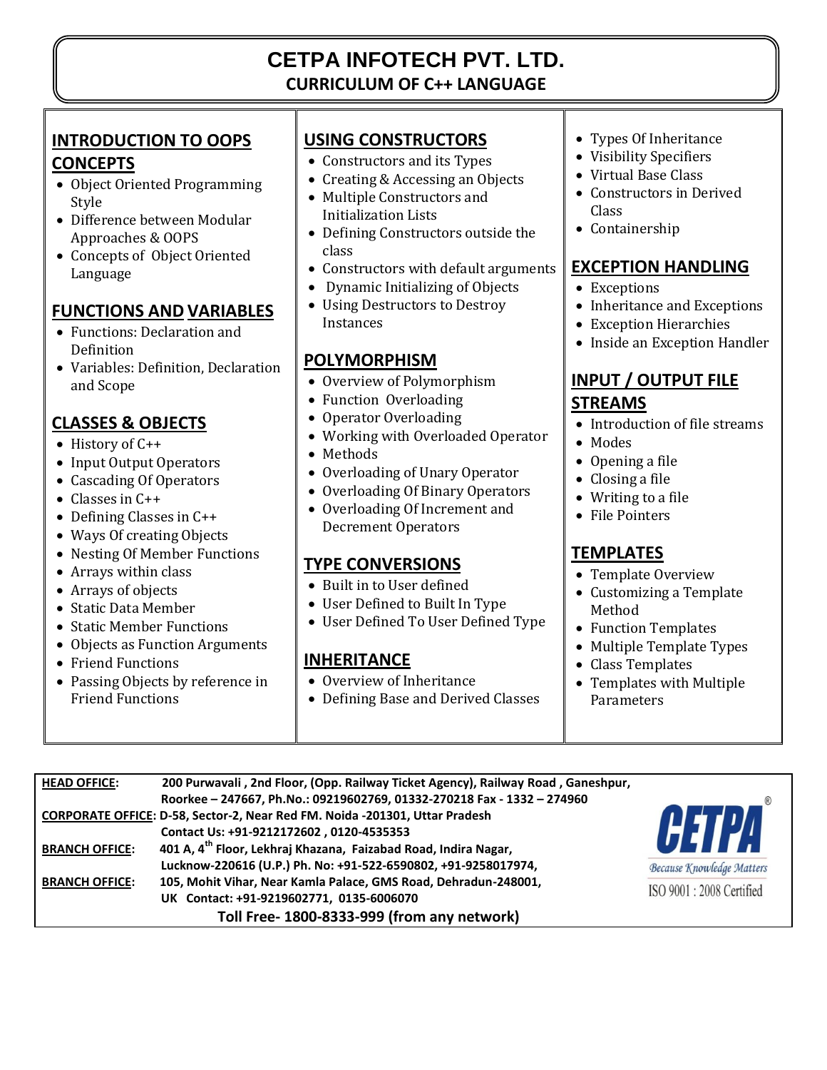# CETPA INFOTECH PVT. LTD.

## CURRICULUM OF C++ LANGUAGE

### INTRODUCTION TO OOPS CONCEPTS

- Object Oriented Programming Style
- Difference between Modular Approaches & OOPS
- Concepts of Object Oriented Language

### FUNCTIONS AND VARIABLES

- Functions: Declaration and Definition
- Variables: Definition, Declaration and Scope

### CLASSES & OBJECTS

- History of C++
- Input Output Operators
- Cascading Of Operators
- Classes in C++
- Defining Classes in C++
- Ways Of creating Objects
- Nesting Of Member Functions
- Arrays within class
- Arrays of objects
- Static Data Member
- Static Member Functions
- Objects as Function Arguments
- Friend Functions
- Passing Objects by reference in Friend Functions

### USING CONSTRUCTORS

- Constructors and its Types
- Creating & Accessing an Objects
- Multiple Constructors and Initialization Lists
- Defining Constructors outside the class
- Constructors with default arguments
- Dynamic Initializing of Objects
- Using Destructors to Destroy Instances

### POLYMORPHISM

- Overview of Polymorphism
- Function Overloading
- Operator Overloading
- Working with Overloaded Operator
- Methods
- Overloading of Unary Operator
- Overloading Of Binary Operators
- Overloading Of Increment and Decrement Operators

### TYPE CONVERSIONS

- Built in to User defined
- User Defined to Built In Type
- User Defined To User Defined Type

### INHERITANCE

- Overview of Inheritance
- Defining Base and Derived Classes
- Types Of Inheritance
- Visibility Specifiers
- Virtual Base Class
- Constructors in Derived Class
- Containership

### EXCEPTION HANDLING

- Exceptions
- Inheritance and Exceptions
- Exception Hierarchies
- Inside an Exception Handler

### INPUT / OUTPUT FILE STREAMS

- Introduction of file streams
- Modes
- Opening a file
- Closing a file
- Writing to a file
- File Pointers

### TEMPLATES

- Template Overview
- Customizing a Template Method
- Function Templates
- Multiple Template Types
- Class Templates
- Templates with Multiple Parameters

---

**HEAD OFFICE:** 200 Purwavali , 2nd Floor, (Opp. Railway Ticket Agency), Railway Road , Ganeshpur, Roorkee – 247667, Ph.No.: 09219602769, 01332-270218 Fax - 1332 – 274960

**CORPORATE OFFICE:** D-58, Sector-2, Near Red FM. Noida -201301, Uttar Pradesh Contact Us: +91-9212172602 , 0120-4535353

**BRANCH OFFICE:** 401 A, 4th Floor, Lekhraj Khazana, Faizabad Road, Indira Nagar, Lucknow-220616 (U.P.) Ph. No: +91-522-6590802, +91-9258017974,

**BRANCH OFFICE:** 105, Mohit Vihar, Near Kamla Palace, GMS Road, Dehradun-248001, UK Contact: +91-9219602771, 0135-6006070

**Toll Free- 1800-8333-999 (from any network)**

CETPA® Because Knowledge Matters

ISO 9001 : 2008 Certified